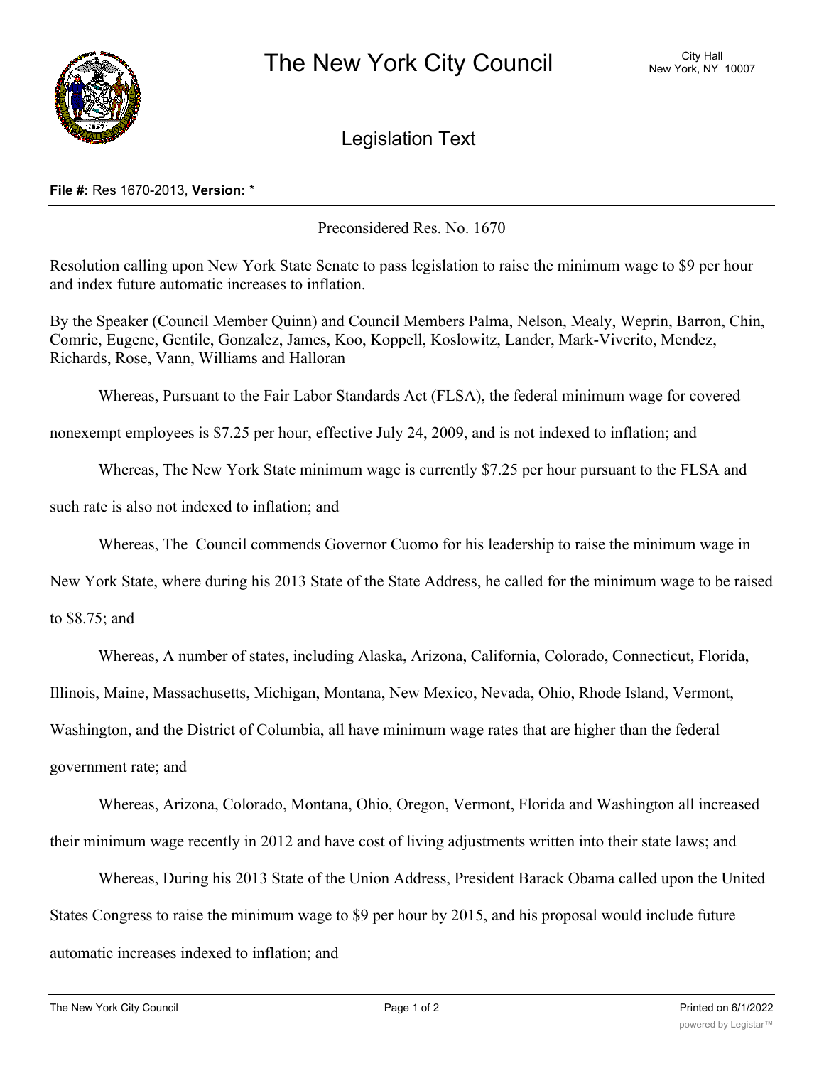# The New York City Council

City Hall
New York, NY 10007

## Legislation Text

**File #:** Res 1670-2013, **Version:** *

Preconsidered Res. No. 1670

Resolution calling upon New York State Senate to pass legislation to raise the minimum wage to $9 per hour and index future automatic increases to inflation.

By the Speaker (Council Member Quinn) and Council Members Palma, Nelson, Mealy, Weprin, Barron, Chin, Comrie, Eugene, Gentile, Gonzalez, James, Koo, Koppell, Koslowitz, Lander, Mark-Viverito, Mendez, Richards, Rose, Vann, Williams and Halloran

Whereas, Pursuant to the Fair Labor Standards Act (FLSA), the federal minimum wage for covered nonexempt employees is $7.25 per hour, effective July 24, 2009, and is not indexed to inflation; and

Whereas, The New York State minimum wage is currently $7.25 per hour pursuant to the FLSA and such rate is also not indexed to inflation; and

Whereas, The Council commends Governor Cuomo for his leadership to raise the minimum wage in New York State, where during his 2013 State of the State Address, he called for the minimum wage to be raised to $8.75; and

Whereas, A number of states, including Alaska, Arizona, California, Colorado, Connecticut, Florida, Illinois, Maine, Massachusetts, Michigan, Montana, New Mexico, Nevada, Ohio, Rhode Island, Vermont, Washington, and the District of Columbia, all have minimum wage rates that are higher than the federal government rate; and

Whereas, Arizona, Colorado, Montana, Ohio, Oregon, Vermont, Florida and Washington all increased their minimum wage recently in 2012 and have cost of living adjustments written into their state laws; and

Whereas, During his 2013 State of the Union Address, President Barack Obama called upon the United States Congress to raise the minimum wage to $9 per hour by 2015, and his proposal would include future automatic increases indexed to inflation; and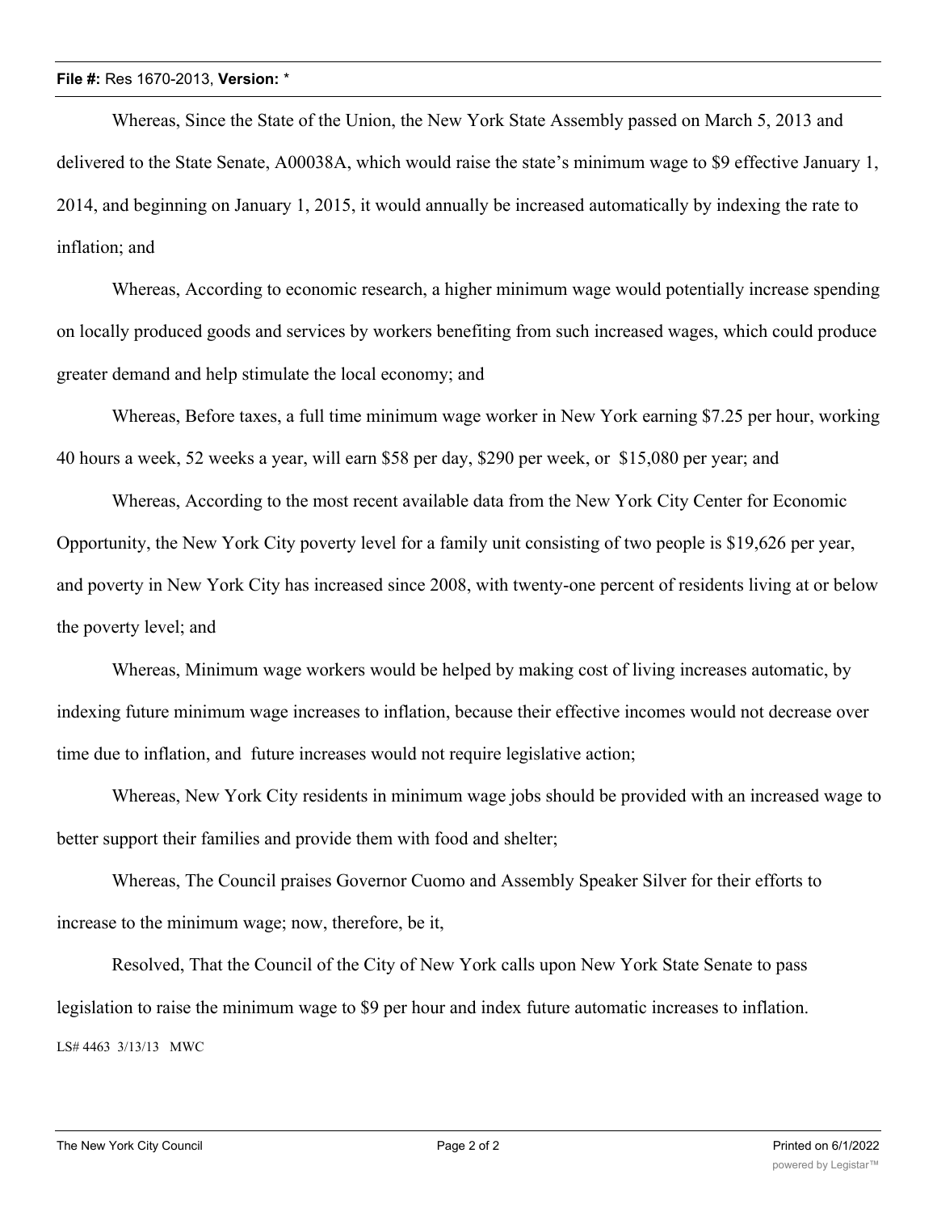Whereas, Since the State of the Union, the New York State Assembly passed on March 5, 2013 and delivered to the State Senate, A00038A, which would raise the state's minimum wage to $9 effective January 1, 2014, and beginning on January 1, 2015, it would annually be increased automatically by indexing the rate to inflation; and

Whereas, According to economic research, a higher minimum wage would potentially increase spending on locally produced goods and services by workers benefiting from such increased wages, which could produce greater demand and help stimulate the local economy; and

Whereas, Before taxes, a full time minimum wage worker in New York earning $7.25 per hour, working 40 hours a week, 52 weeks a year, will earn $58 per day, $290 per week, or $15,080 per year; and

Whereas, According to the most recent available data from the New York City Center for Economic Opportunity, the New York City poverty level for a family unit consisting of two people is $19,626 per year, and poverty in New York City has increased since 2008, with twenty-one percent of residents living at or below the poverty level; and

Whereas, Minimum wage workers would be helped by making cost of living increases automatic, by indexing future minimum wage increases to inflation, because their effective incomes would not decrease over time due to inflation, and future increases would not require legislative action;

Whereas, New York City residents in minimum wage jobs should be provided with an increased wage to better support their families and provide them with food and shelter;

Whereas, The Council praises Governor Cuomo and Assembly Speaker Silver for their efforts to increase to the minimum wage; now, therefore, be it,

Resolved, That the Council of the City of New York calls upon New York State Senate to pass legislation to raise the minimum wage to $9 per hour and index future automatic increases to inflation.

LS# 4463 3/13/13 MWC